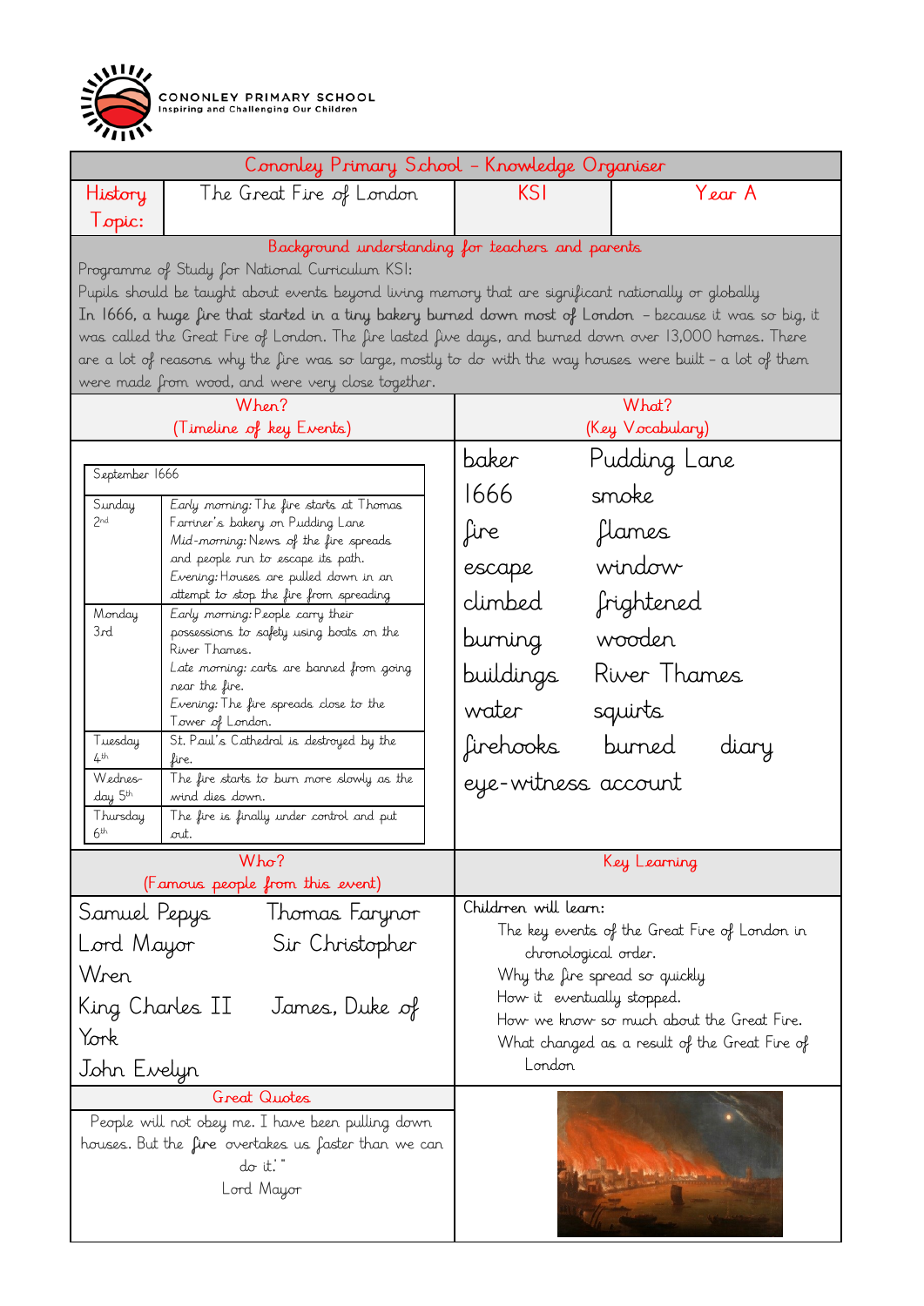# Cononley Primary School – Knowledge Organiser

| History Topic: | The Great Fire of London | KS1 | Year A |
|---|---|---|---|

## Background understanding for teachers and parents

Programme of Study for National Curriculum KS1:

Pupils should be taught about events beyond living memory that are significant nationally or globally

**In 1666, a huge fire that started in a tiny bakery burned down most of London** – because it was so big, it was called the Great Fire of London. The fire lasted five days, and burned down over 13,000 homes. There are a lot of reasons why the fire was so large, mostly to do with the way houses were built – a lot of them were made from wood, and were very close together.

## When? (Timeline of key Events)

| September 1666 | |
|---|---|
| Sunday 2nd | *Early morning:* The fire starts at Thomas Farriner's bakery on Pudding Lane<br>*Mid-morning:* News of the fire spreads and people run to escape its path.<br>*Evening:* Houses are pulled down in an attempt to stop the fire from spreading |
| Monday 3rd | *Early morning:* People carry their possessions to safety using boats on the River Thames.<br>*Late morning:* carts are banned from going near the fire.<br>*Evening:* The fire spreads close to the Tower of London. |
| Tuesday 4th | St. Paul's Cathedral is destroyed by the fire. |
| Wednesday 5th | The fire starts to burn more slowly as the wind dies down. |
| Thursday 6th | The fire is finally under control and put out. |

## What? (Key Vocabulary)

baker, Pudding Lane, 1666, smoke, fire, flames, escape, window, climbed, frightened, burning, wooden, buildings, River Thames, water, squirts, firehooks, burned, diary, eye-witness account

## Who? (Famous people from this event)

Samuel Pepys, Thomas Farynor, Lord Mayor, Sir Christopher Wren, King Charles II, James, Duke of York, John Evelyn

## Key Learning

Children will learn:

- The key events of the Great Fire of London in chronological order.
- Why the fire spread so quickly
- How it eventually stopped.
- How we know so much about the Great Fire.
- What changed as a result of the Great Fire of London

## Great Quotes

People will not obey me. I have been pulling down houses. But the fire overtakes us faster than we can do it.'"

Lord Mayor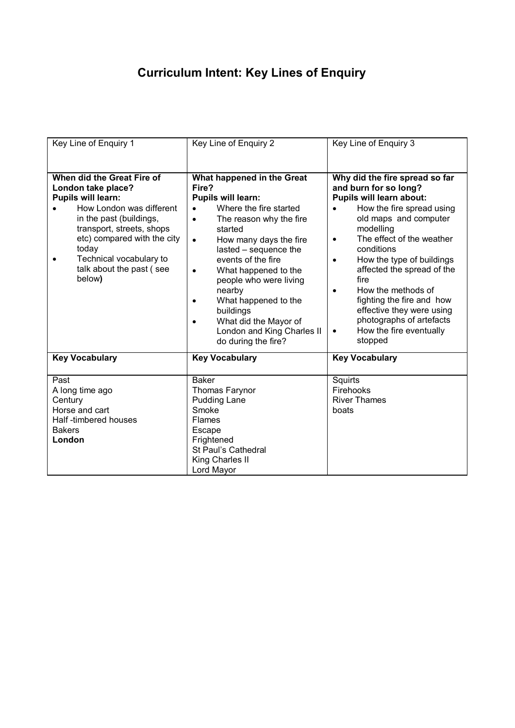# Curriculum Intent: Key Lines of Enquiry

| Key Line of Enquiry 1 | Key Line of Enquiry 2 | Key Line of Enquiry 3 |
|---|---|---|
| **When did the Great Fire of London take place?**<br>**Pupils will learn:**<br>• How London was different in the past (buildings, transport, streets, shops etc) compared with the city today<br>• Technical vocabulary to talk about the past ( see below**)** | **What happened in the Great Fire?**<br>**Pupils will learn:**<br>• Where the fire started<br>• The reason why the fire started<br>• How many days the fire lasted – sequence the events of the fire<br>• What happened to the people who were living nearby<br>• What happened to the buildings<br>• What did the Mayor of London and King Charles II do during the fire? | **Why did the fire spread so far and burn for so long?**<br>**Pupils will learn about:**<br>• How the fire spread using old maps and computer modelling<br>• The effect of the weather conditions<br>• How the type of buildings affected the spread of the fire<br>• How the methods of fighting the fire and how effective they were using photographs of artefacts<br>• How the fire eventually stopped |
| **Key Vocabulary** | **Key Vocabulary** | **Key Vocabulary** |
| Past<br>A long time ago<br>Century<br>Horse and cart<br>Half -timbered houses<br>Bakers<br>**London** | Baker<br>Thomas Farynor<br>Pudding Lane<br>Smoke<br>Flames<br>Escape<br>Frightened<br>St Paul's Cathedral<br>King Charles II<br>Lord Mayor | Squirts<br>Firehooks<br>River Thames<br>boats |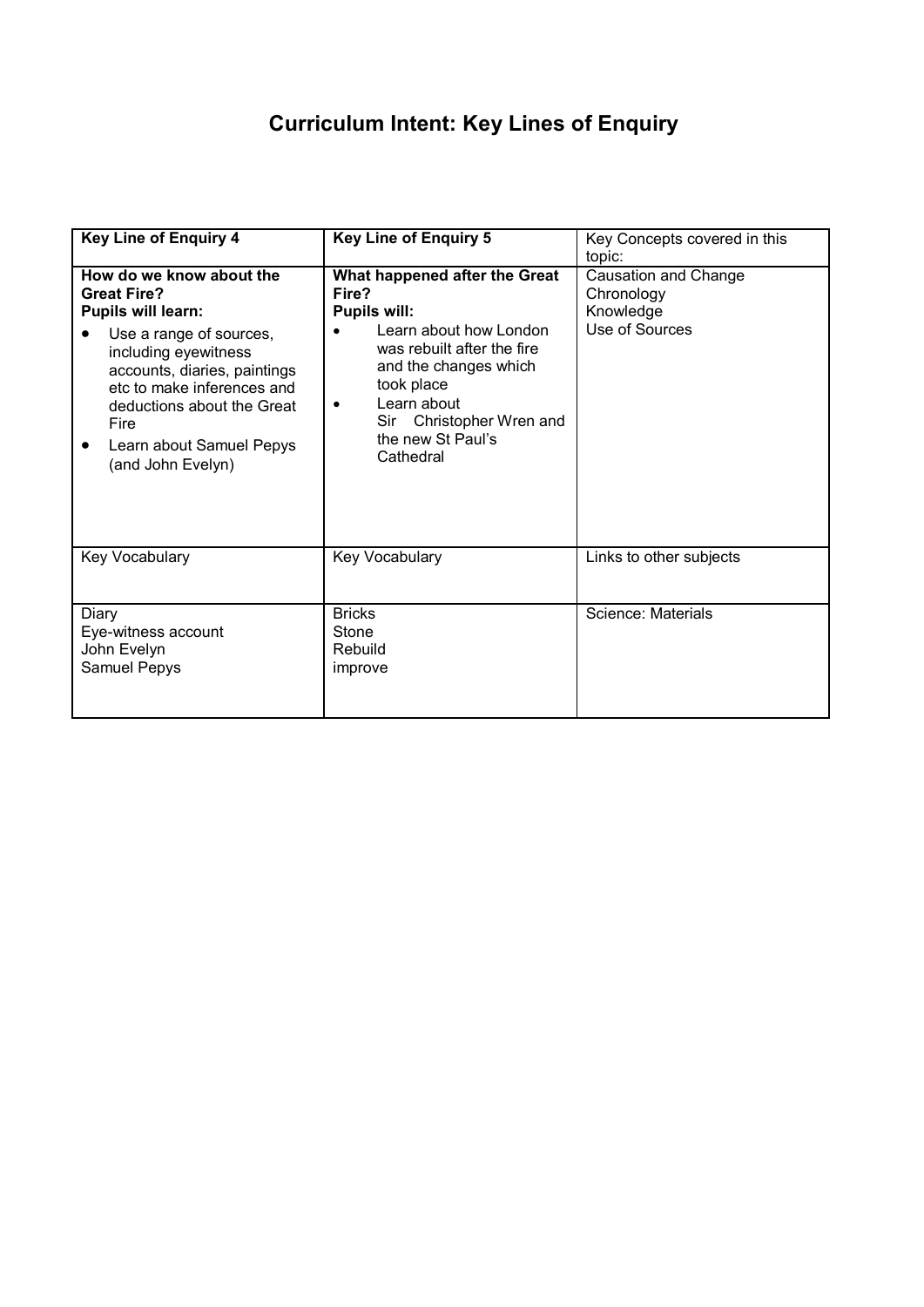# Curriculum Intent: Key Lines of Enquiry

| **Key Line of Enquiry 4** | **Key Line of Enquiry 5** | Key Concepts covered in this topic: |
|---|---|---|
| **How do we know about the Great Fire?**<br>**Pupils will learn:**<br>• Use a range of sources, including eyewitness accounts, diaries, paintings etc to make inferences and deductions about the Great Fire<br>• Learn about Samuel Pepys (and John Evelyn) | **What happened after the Great Fire?**<br>**Pupils will:**<br>• Learn about how London was rebuilt after the fire and the changes which took place<br>• Learn about Sir Christopher Wren and the new St Paul's Cathedral | Causation and Change<br>Chronology<br>Knowledge<br>Use of Sources |
| Key Vocabulary | Key Vocabulary | Links to other subjects |
| Diary<br>Eye-witness account<br>John Evelyn<br>Samuel Pepys | Bricks<br>Stone<br>Rebuild<br>improve | Science: Materials |